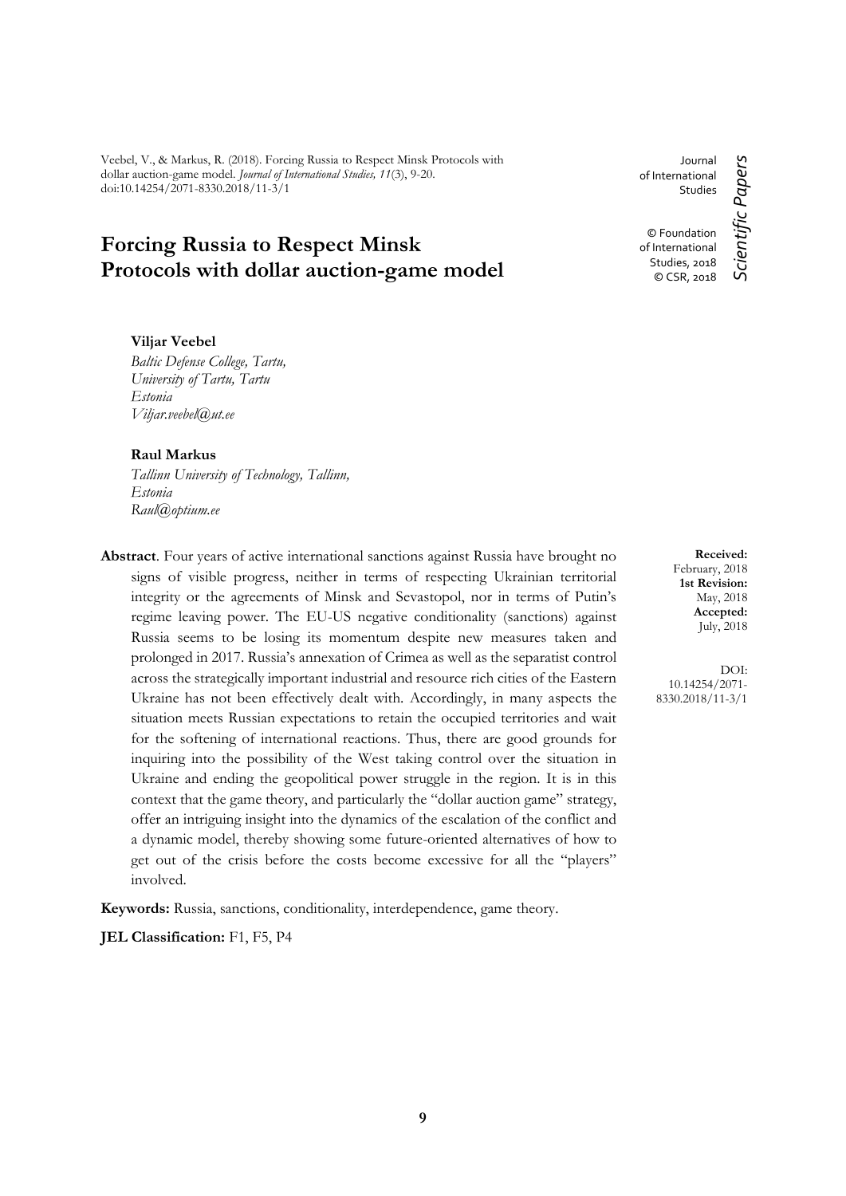Veebel, V., & Markus, R. (2018). Forcing Russia to Respect Minsk Protocols with dollar auction-game model. *Journal of International Studies, 11*(3), 9-20. doi:10.14254/2071-8330.2018/11-3/1

Journal of International Studies

© Foundation of International Studies, 2018
© CSR, 2018

*Scientific Papers*

# Forcing Russia to Respect Minsk Protocols with dollar auction-game model

**Viljar Veebel**
*Baltic Defense College, Tartu,*
*University of Tartu, Tartu*
*Estonia*
*Viljar.veebel@ut.ee*

**Raul Markus**
*Tallinn University of Technology, Tallinn,*
*Estonia*
*Raul@optium.ee*

**Received:** February, 2018
**1st Revision:** May, 2018
**Accepted:** July, 2018

DOI: 10.14254/2071-8330.2018/11-3/1

**Abstract**. Four years of active international sanctions against Russia have brought no signs of visible progress, neither in terms of respecting Ukrainian territorial integrity or the agreements of Minsk and Sevastopol, nor in terms of Putin's regime leaving power. The EU-US negative conditionality (sanctions) against Russia seems to be losing its momentum despite new measures taken and prolonged in 2017. Russia's annexation of Crimea as well as the separatist control across the strategically important industrial and resource rich cities of the Eastern Ukraine has not been effectively dealt with. Accordingly, in many aspects the situation meets Russian expectations to retain the occupied territories and wait for the softening of international reactions. Thus, there are good grounds for inquiring into the possibility of the West taking control over the situation in Ukraine and ending the geopolitical power struggle in the region. It is in this context that the game theory, and particularly the "dollar auction game" strategy, offer an intriguing insight into the dynamics of the escalation of the conflict and a dynamic model, thereby showing some future-oriented alternatives of how to get out of the crisis before the costs become excessive for all the "players" involved.

**Keywords:** Russia, sanctions, conditionality, interdependence, game theory.

**JEL Classification:** F1, F5, P4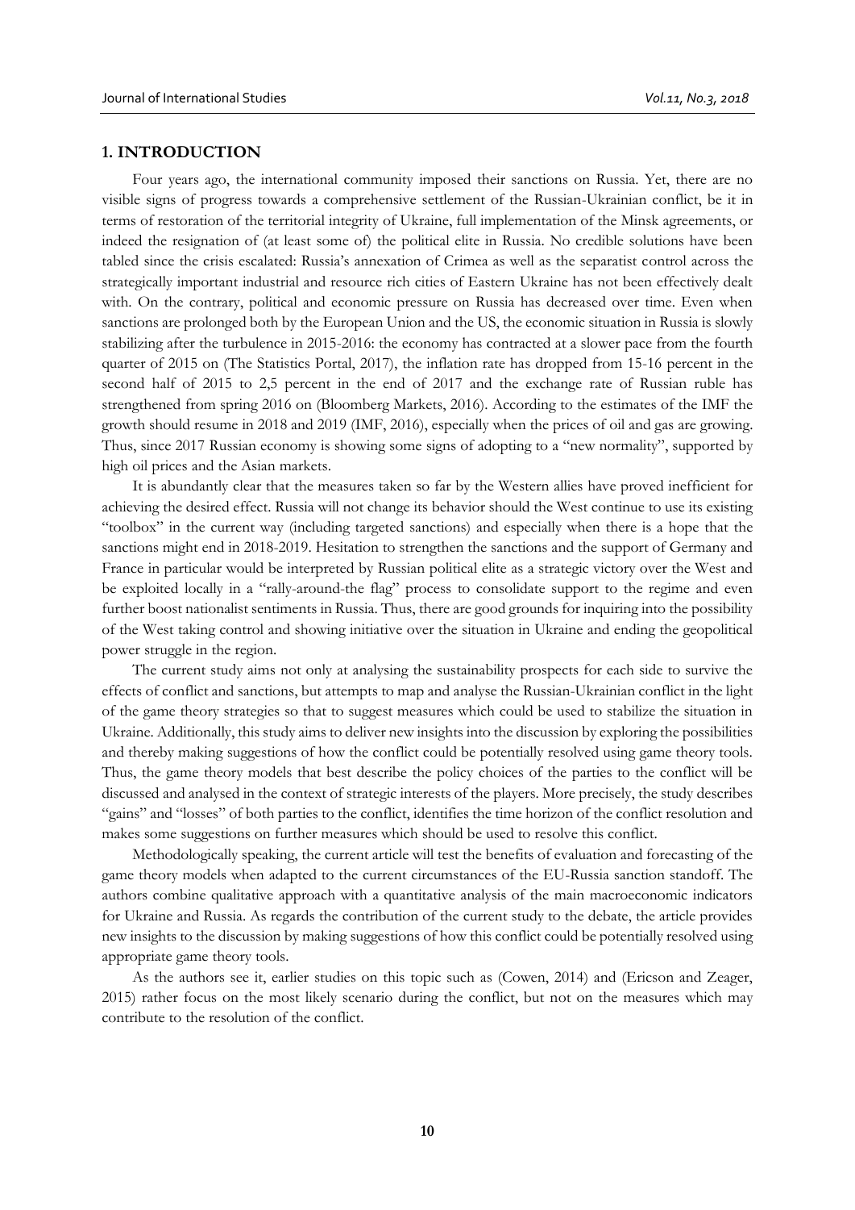## 1. INTRODUCTION

Four years ago, the international community imposed their sanctions on Russia. Yet, there are no visible signs of progress towards a comprehensive settlement of the Russian-Ukrainian conflict, be it in terms of restoration of the territorial integrity of Ukraine, full implementation of the Minsk agreements, or indeed the resignation of (at least some of) the political elite in Russia. No credible solutions have been tabled since the crisis escalated: Russia's annexation of Crimea as well as the separatist control across the strategically important industrial and resource rich cities of Eastern Ukraine has not been effectively dealt with. On the contrary, political and economic pressure on Russia has decreased over time. Even when sanctions are prolonged both by the European Union and the US, the economic situation in Russia is slowly stabilizing after the turbulence in 2015-2016: the economy has contracted at a slower pace from the fourth quarter of 2015 on (The Statistics Portal, 2017), the inflation rate has dropped from 15-16 percent in the second half of 2015 to 2,5 percent in the end of 2017 and the exchange rate of Russian ruble has strengthened from spring 2016 on (Bloomberg Markets, 2016). According to the estimates of the IMF the growth should resume in 2018 and 2019 (IMF, 2016), especially when the prices of oil and gas are growing. Thus, since 2017 Russian economy is showing some signs of adopting to a "new normality", supported by high oil prices and the Asian markets.

It is abundantly clear that the measures taken so far by the Western allies have proved inefficient for achieving the desired effect. Russia will not change its behavior should the West continue to use its existing "toolbox" in the current way (including targeted sanctions) and especially when there is a hope that the sanctions might end in 2018-2019. Hesitation to strengthen the sanctions and the support of Germany and France in particular would be interpreted by Russian political elite as a strategic victory over the West and be exploited locally in a "rally-around-the flag" process to consolidate support to the regime and even further boost nationalist sentiments in Russia. Thus, there are good grounds for inquiring into the possibility of the West taking control and showing initiative over the situation in Ukraine and ending the geopolitical power struggle in the region.

The current study aims not only at analysing the sustainability prospects for each side to survive the effects of conflict and sanctions, but attempts to map and analyse the Russian-Ukrainian conflict in the light of the game theory strategies so that to suggest measures which could be used to stabilize the situation in Ukraine. Additionally, this study aims to deliver new insights into the discussion by exploring the possibilities and thereby making suggestions of how the conflict could be potentially resolved using game theory tools. Thus, the game theory models that best describe the policy choices of the parties to the conflict will be discussed and analysed in the context of strategic interests of the players. More precisely, the study describes "gains" and "losses" of both parties to the conflict, identifies the time horizon of the conflict resolution and makes some suggestions on further measures which should be used to resolve this conflict.

Methodologically speaking, the current article will test the benefits of evaluation and forecasting of the game theory models when adapted to the current circumstances of the EU-Russia sanction standoff. The authors combine qualitative approach with a quantitative analysis of the main macroeconomic indicators for Ukraine and Russia. As regards the contribution of the current study to the debate, the article provides new insights to the discussion by making suggestions of how this conflict could be potentially resolved using appropriate game theory tools.

As the authors see it, earlier studies on this topic such as (Cowen, 2014) and (Ericson and Zeager, 2015) rather focus on the most likely scenario during the conflict, but not on the measures which may contribute to the resolution of the conflict.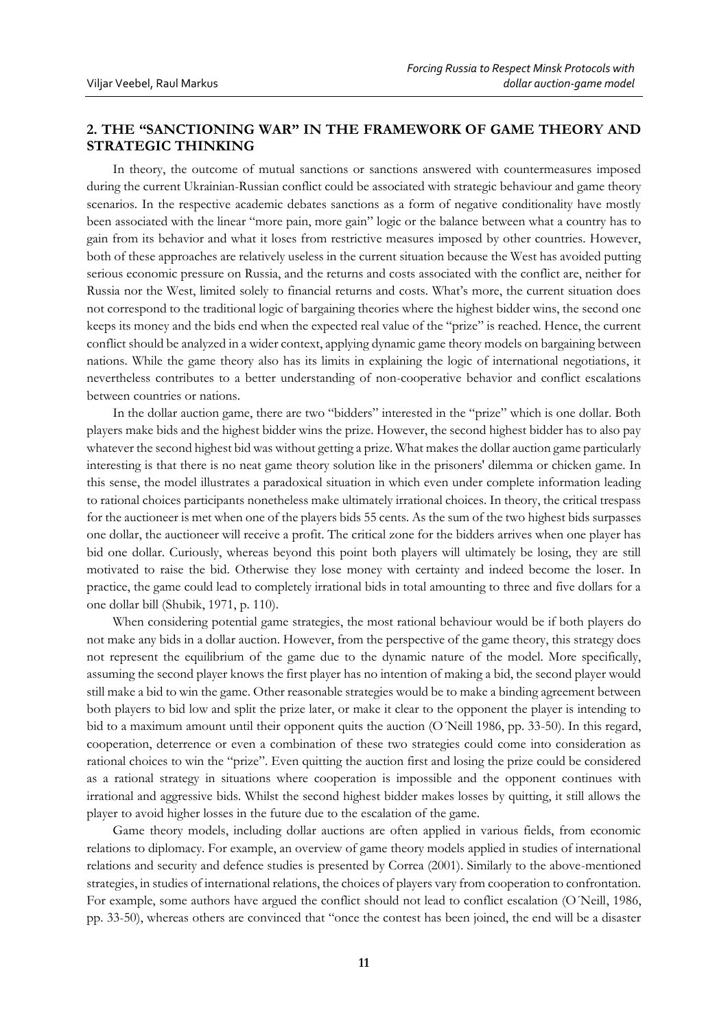## 2. THE "SANCTIONING WAR" IN THE FRAMEWORK OF GAME THEORY AND STRATEGIC THINKING

In theory, the outcome of mutual sanctions or sanctions answered with countermeasures imposed during the current Ukrainian-Russian conflict could be associated with strategic behaviour and game theory scenarios. In the respective academic debates sanctions as a form of negative conditionality have mostly been associated with the linear "more pain, more gain" logic or the balance between what a country has to gain from its behavior and what it loses from restrictive measures imposed by other countries. However, both of these approaches are relatively useless in the current situation because the West has avoided putting serious economic pressure on Russia, and the returns and costs associated with the conflict are, neither for Russia nor the West, limited solely to financial returns and costs. What's more, the current situation does not correspond to the traditional logic of bargaining theories where the highest bidder wins, the second one keeps its money and the bids end when the expected real value of the "prize" is reached. Hence, the current conflict should be analyzed in a wider context, applying dynamic game theory models on bargaining between nations. While the game theory also has its limits in explaining the logic of international negotiations, it nevertheless contributes to a better understanding of non-cooperative behavior and conflict escalations between countries or nations.

In the dollar auction game, there are two "bidders" interested in the "prize" which is one dollar. Both players make bids and the highest bidder wins the prize. However, the second highest bidder has to also pay whatever the second highest bid was without getting a prize. What makes the dollar auction game particularly interesting is that there is no neat game theory solution like in the prisoners' dilemma or chicken game. In this sense, the model illustrates a paradoxical situation in which even under complete information leading to rational choices participants nonetheless make ultimately irrational choices. In theory, the critical trespass for the auctioneer is met when one of the players bids 55 cents. As the sum of the two highest bids surpasses one dollar, the auctioneer will receive a profit. The critical zone for the bidders arrives when one player has bid one dollar. Curiously, whereas beyond this point both players will ultimately be losing, they are still motivated to raise the bid. Otherwise they lose money with certainty and indeed become the loser. In practice, the game could lead to completely irrational bids in total amounting to three and five dollars for a one dollar bill (Shubik, 1971, p. 110).

When considering potential game strategies, the most rational behaviour would be if both players do not make any bids in a dollar auction. However, from the perspective of the game theory, this strategy does not represent the equilibrium of the game due to the dynamic nature of the model. More specifically, assuming the second player knows the first player has no intention of making a bid, the second player would still make a bid to win the game. Other reasonable strategies would be to make a binding agreement between both players to bid low and split the prize later, or make it clear to the opponent the player is intending to bid to a maximum amount until their opponent quits the auction (O´Neill 1986, pp. 33-50). In this regard, cooperation, deterrence or even a combination of these two strategies could come into consideration as rational choices to win the "prize". Even quitting the auction first and losing the prize could be considered as a rational strategy in situations where cooperation is impossible and the opponent continues with irrational and aggressive bids. Whilst the second highest bidder makes losses by quitting, it still allows the player to avoid higher losses in the future due to the escalation of the game.

Game theory models, including dollar auctions are often applied in various fields, from economic relations to diplomacy. For example, an overview of game theory models applied in studies of international relations and security and defence studies is presented by Correa (2001). Similarly to the above-mentioned strategies, in studies of international relations, the choices of players vary from cooperation to confrontation. For example, some authors have argued the conflict should not lead to conflict escalation (O´Neill, 1986, pp. 33-50), whereas others are convinced that "once the contest has been joined, the end will be a disaster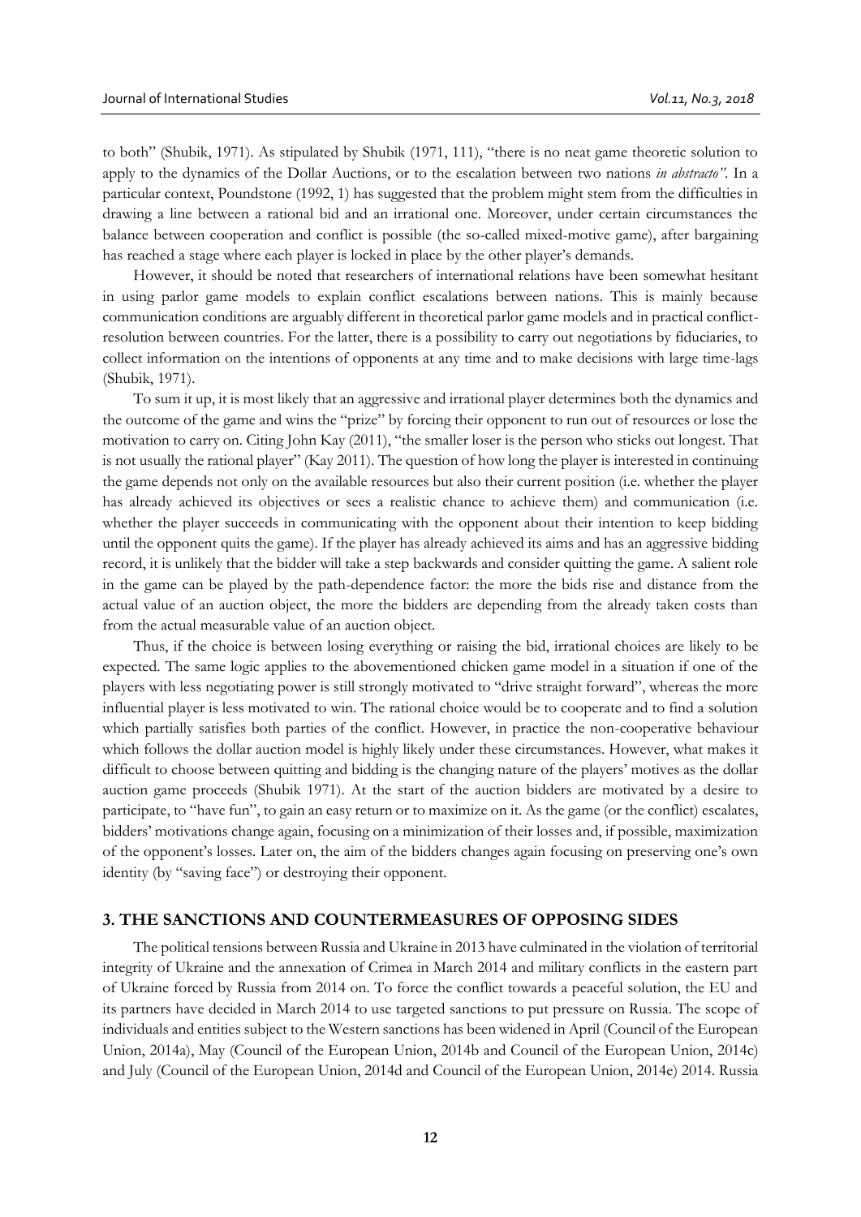to both" (Shubik, 1971). As stipulated by Shubik (1971, 111), "there is no neat game theoretic solution to apply to the dynamics of the Dollar Auctions, or to the escalation between two nations *in abstracto"*. In a particular context, Poundstone (1992, 1) has suggested that the problem might stem from the difficulties in drawing a line between a rational bid and an irrational one. Moreover, under certain circumstances the balance between cooperation and conflict is possible (the so-called mixed-motive game), after bargaining has reached a stage where each player is locked in place by the other player's demands.

However, it should be noted that researchers of international relations have been somewhat hesitant in using parlor game models to explain conflict escalations between nations. This is mainly because communication conditions are arguably different in theoretical parlor game models and in practical conflict-resolution between countries. For the latter, there is a possibility to carry out negotiations by fiduciaries, to collect information on the intentions of opponents at any time and to make decisions with large time-lags (Shubik, 1971).

To sum it up, it is most likely that an aggressive and irrational player determines both the dynamics and the outcome of the game and wins the "prize" by forcing their opponent to run out of resources or lose the motivation to carry on. Citing John Kay (2011), "the smaller loser is the person who sticks out longest. That is not usually the rational player" (Kay 2011). The question of how long the player is interested in continuing the game depends not only on the available resources but also their current position (i.e. whether the player has already achieved its objectives or sees a realistic chance to achieve them) and communication (i.e. whether the player succeeds in communicating with the opponent about their intention to keep bidding until the opponent quits the game). If the player has already achieved its aims and has an aggressive bidding record, it is unlikely that the bidder will take a step backwards and consider quitting the game. A salient role in the game can be played by the path-dependence factor: the more the bids rise and distance from the actual value of an auction object, the more the bidders are depending from the already taken costs than from the actual measurable value of an auction object.

Thus, if the choice is between losing everything or raising the bid, irrational choices are likely to be expected. The same logic applies to the abovementioned chicken game model in a situation if one of the players with less negotiating power is still strongly motivated to "drive straight forward", whereas the more influential player is less motivated to win. The rational choice would be to cooperate and to find a solution which partially satisfies both parties of the conflict. However, in practice the non-cooperative behaviour which follows the dollar auction model is highly likely under these circumstances. However, what makes it difficult to choose between quitting and bidding is the changing nature of the players' motives as the dollar auction game proceeds (Shubik 1971). At the start of the auction bidders are motivated by a desire to participate, to "have fun", to gain an easy return or to maximize on it. As the game (or the conflict) escalates, bidders' motivations change again, focusing on a minimization of their losses and, if possible, maximization of the opponent's losses. Later on, the aim of the bidders changes again focusing on preserving one's own identity (by "saving face") or destroying their opponent.

## 3. THE SANCTIONS AND COUNTERMEASURES OF OPPOSING SIDES

The political tensions between Russia and Ukraine in 2013 have culminated in the violation of territorial integrity of Ukraine and the annexation of Crimea in March 2014 and military conflicts in the eastern part of Ukraine forced by Russia from 2014 on. To force the conflict towards a peaceful solution, the EU and its partners have decided in March 2014 to use targeted sanctions to put pressure on Russia. The scope of individuals and entities subject to the Western sanctions has been widened in April (Council of the European Union, 2014a), May (Council of the European Union, 2014b and Council of the European Union, 2014c) and July (Council of the European Union, 2014d and Council of the European Union, 2014e) 2014. Russia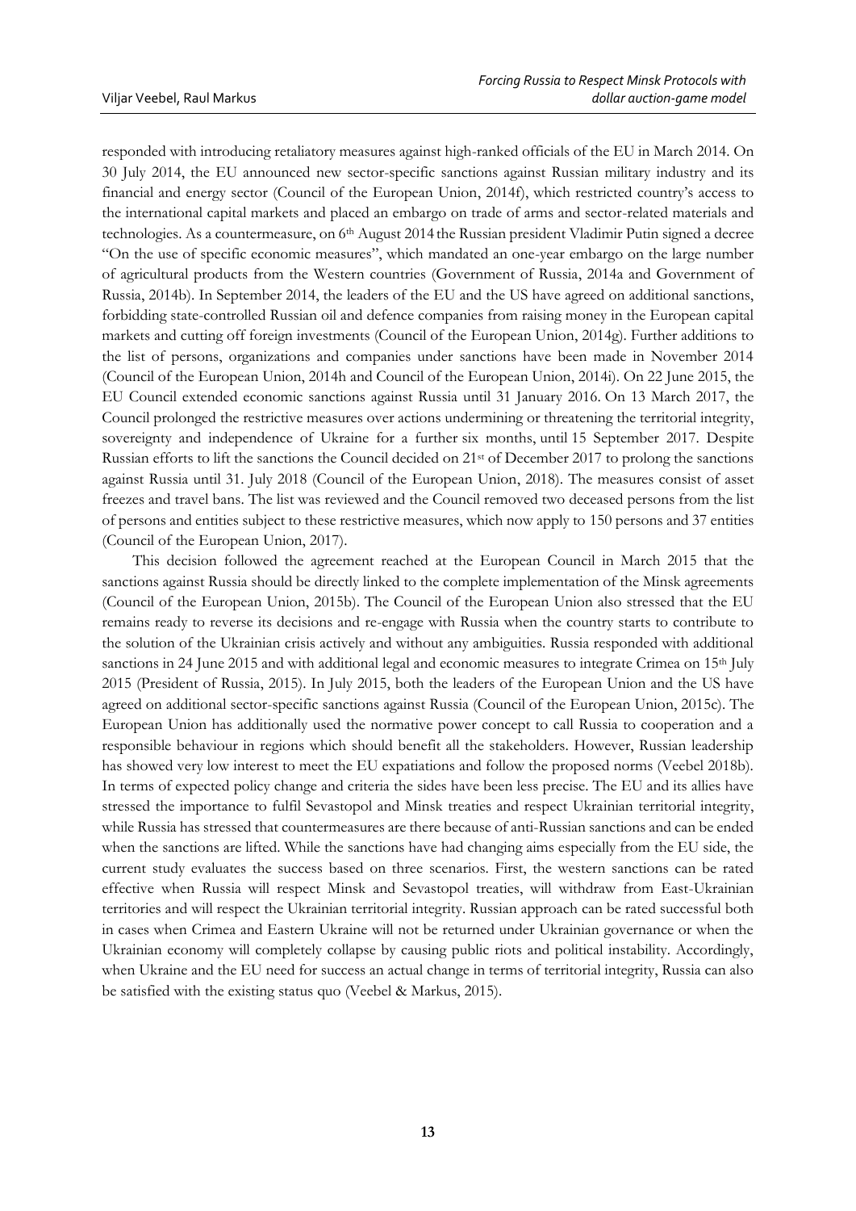responded with introducing retaliatory measures against high-ranked officials of the EU in March 2014. On 30 July 2014, the EU announced new sector-specific sanctions against Russian military industry and its financial and energy sector (Council of the European Union, 2014f), which restricted country's access to the international capital markets and placed an embargo on trade of arms and sector-related materials and technologies. As a countermeasure, on 6th August 2014 the Russian president Vladimir Putin signed a decree "On the use of specific economic measures", which mandated an one-year embargo on the large number of agricultural products from the Western countries (Government of Russia, 2014a and Government of Russia, 2014b). In September 2014, the leaders of the EU and the US have agreed on additional sanctions, forbidding state-controlled Russian oil and defence companies from raising money in the European capital markets and cutting off foreign investments (Council of the European Union, 2014g). Further additions to the list of persons, organizations and companies under sanctions have been made in November 2014 (Council of the European Union, 2014h and Council of the European Union, 2014i). On 22 June 2015, the EU Council extended economic sanctions against Russia until 31 January 2016. On 13 March 2017, the Council prolonged the restrictive measures over actions undermining or threatening the territorial integrity, sovereignty and independence of Ukraine for a further six months, until 15 September 2017. Despite Russian efforts to lift the sanctions the Council decided on 21st of December 2017 to prolong the sanctions against Russia until 31. July 2018 (Council of the European Union, 2018). The measures consist of asset freezes and travel bans. The list was reviewed and the Council removed two deceased persons from the list of persons and entities subject to these restrictive measures, which now apply to 150 persons and 37 entities (Council of the European Union, 2017).

This decision followed the agreement reached at the European Council in March 2015 that the sanctions against Russia should be directly linked to the complete implementation of the Minsk agreements (Council of the European Union, 2015b). The Council of the European Union also stressed that the EU remains ready to reverse its decisions and re-engage with Russia when the country starts to contribute to the solution of the Ukrainian crisis actively and without any ambiguities. Russia responded with additional sanctions in 24 June 2015 and with additional legal and economic measures to integrate Crimea on 15th July 2015 (President of Russia, 2015). In July 2015, both the leaders of the European Union and the US have agreed on additional sector-specific sanctions against Russia (Council of the European Union, 2015c). The European Union has additionally used the normative power concept to call Russia to cooperation and a responsible behaviour in regions which should benefit all the stakeholders. However, Russian leadership has showed very low interest to meet the EU expatiations and follow the proposed norms (Veebel 2018b). In terms of expected policy change and criteria the sides have been less precise. The EU and its allies have stressed the importance to fulfil Sevastopol and Minsk treaties and respect Ukrainian territorial integrity, while Russia has stressed that countermeasures are there because of anti-Russian sanctions and can be ended when the sanctions are lifted. While the sanctions have had changing aims especially from the EU side, the current study evaluates the success based on three scenarios. First, the western sanctions can be rated effective when Russia will respect Minsk and Sevastopol treaties, will withdraw from East-Ukrainian territories and will respect the Ukrainian territorial integrity. Russian approach can be rated successful both in cases when Crimea and Eastern Ukraine will not be returned under Ukrainian governance or when the Ukrainian economy will completely collapse by causing public riots and political instability. Accordingly, when Ukraine and the EU need for success an actual change in terms of territorial integrity, Russia can also be satisfied with the existing status quo (Veebel & Markus, 2015).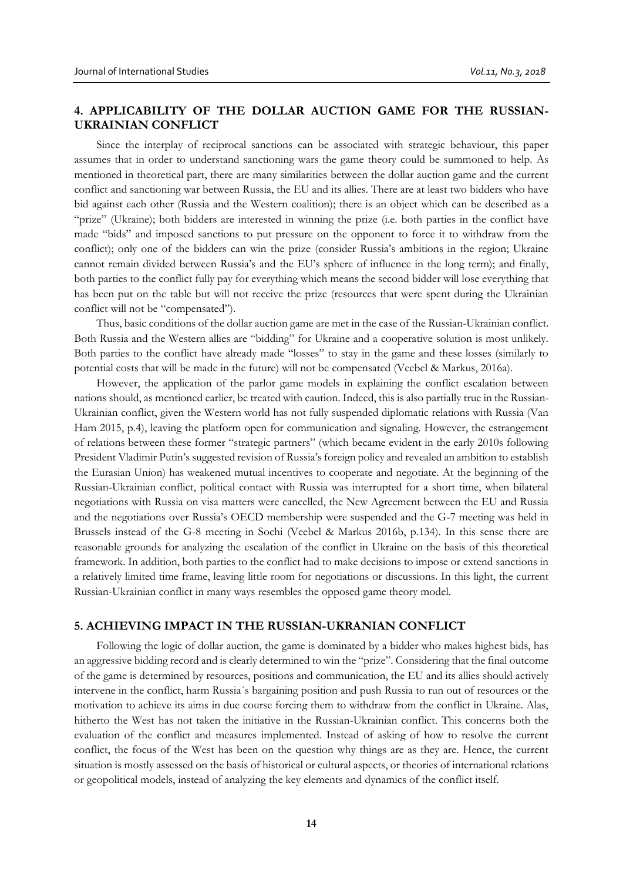## 4. APPLICABILITY OF THE DOLLAR AUCTION GAME FOR THE RUSSIAN-UKRAINIAN CONFLICT

Since the interplay of reciprocal sanctions can be associated with strategic behaviour, this paper assumes that in order to understand sanctioning wars the game theory could be summoned to help. As mentioned in theoretical part, there are many similarities between the dollar auction game and the current conflict and sanctioning war between Russia, the EU and its allies. There are at least two bidders who have bid against each other (Russia and the Western coalition); there is an object which can be described as a "prize" (Ukraine); both bidders are interested in winning the prize (i.e. both parties in the conflict have made "bids" and imposed sanctions to put pressure on the opponent to force it to withdraw from the conflict); only one of the bidders can win the prize (consider Russia's ambitions in the region; Ukraine cannot remain divided between Russia's and the EU's sphere of influence in the long term); and finally, both parties to the conflict fully pay for everything which means the second bidder will lose everything that has been put on the table but will not receive the prize (resources that were spent during the Ukrainian conflict will not be "compensated").

Thus, basic conditions of the dollar auction game are met in the case of the Russian-Ukrainian conflict. Both Russia and the Western allies are "bidding" for Ukraine and a cooperative solution is most unlikely. Both parties to the conflict have already made "losses" to stay in the game and these losses (similarly to potential costs that will be made in the future) will not be compensated (Veebel & Markus, 2016a).

However, the application of the parlor game models in explaining the conflict escalation between nations should, as mentioned earlier, be treated with caution. Indeed, this is also partially true in the Russian-Ukrainian conflict, given the Western world has not fully suspended diplomatic relations with Russia (Van Ham 2015, p.4), leaving the platform open for communication and signaling. However, the estrangement of relations between these former "strategic partners" (which became evident in the early 2010s following President Vladimir Putin's suggested revision of Russia's foreign policy and revealed an ambition to establish the Eurasian Union) has weakened mutual incentives to cooperate and negotiate. At the beginning of the Russian-Ukrainian conflict, political contact with Russia was interrupted for a short time, when bilateral negotiations with Russia on visa matters were cancelled, the New Agreement between the EU and Russia and the negotiations over Russia's OECD membership were suspended and the G-7 meeting was held in Brussels instead of the G-8 meeting in Sochi (Veebel & Markus 2016b, p.134). In this sense there are reasonable grounds for analyzing the escalation of the conflict in Ukraine on the basis of this theoretical framework. In addition, both parties to the conflict had to make decisions to impose or extend sanctions in a relatively limited time frame, leaving little room for negotiations or discussions. In this light, the current Russian-Ukrainian conflict in many ways resembles the opposed game theory model.

## 5. ACHIEVING IMPACT IN THE RUSSIAN-UKRANIAN CONFLICT

Following the logic of dollar auction, the game is dominated by a bidder who makes highest bids, has an aggressive bidding record and is clearly determined to win the "prize". Considering that the final outcome of the game is determined by resources, positions and communication, the EU and its allies should actively intervene in the conflict, harm Russia´s bargaining position and push Russia to run out of resources or the motivation to achieve its aims in due course forcing them to withdraw from the conflict in Ukraine. Alas, hitherto the West has not taken the initiative in the Russian-Ukrainian conflict. This concerns both the evaluation of the conflict and measures implemented. Instead of asking of how to resolve the current conflict, the focus of the West has been on the question why things are as they are. Hence, the current situation is mostly assessed on the basis of historical or cultural aspects, or theories of international relations or geopolitical models, instead of analyzing the key elements and dynamics of the conflict itself.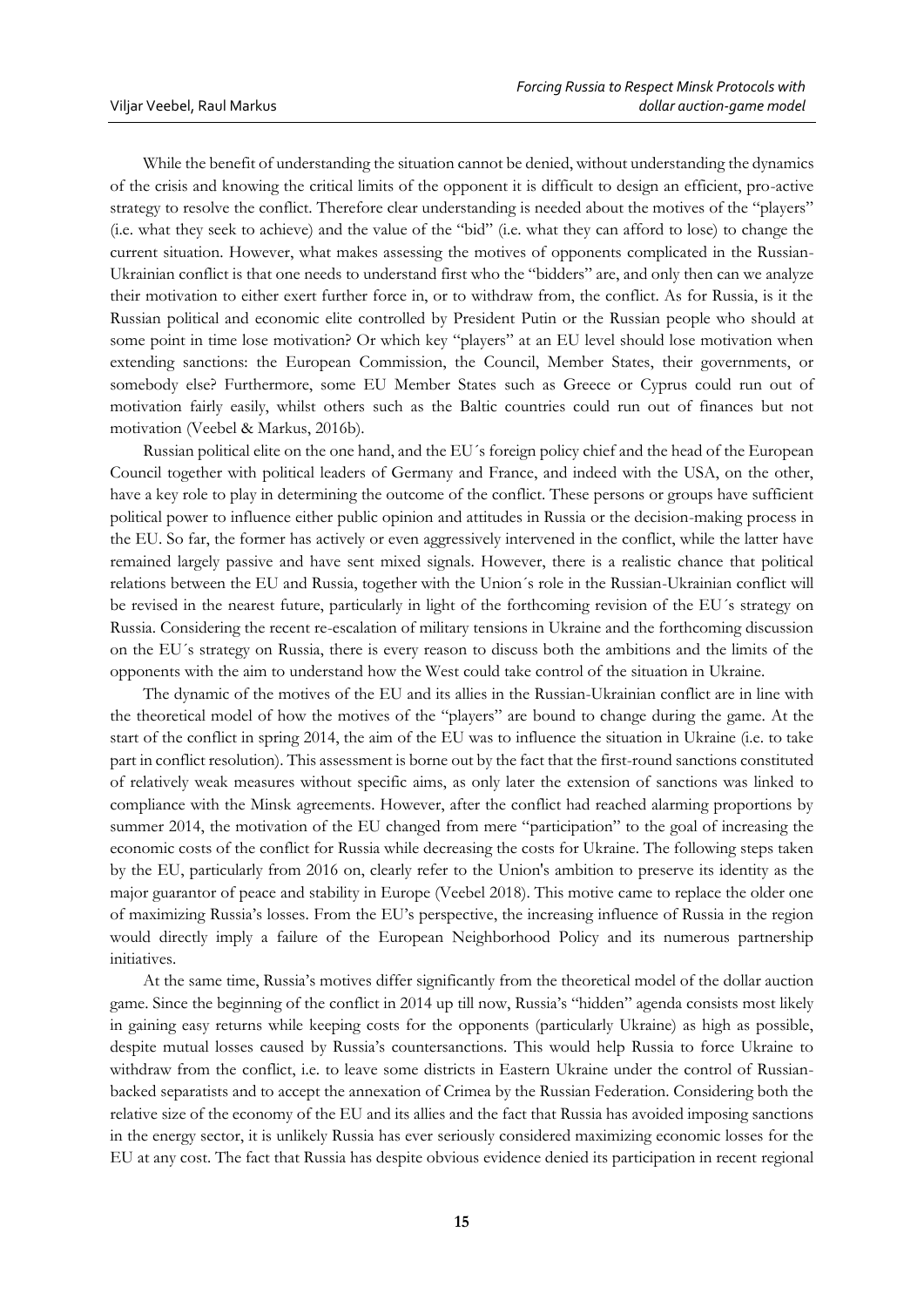While the benefit of understanding the situation cannot be denied, without understanding the dynamics of the crisis and knowing the critical limits of the opponent it is difficult to design an efficient, pro-active strategy to resolve the conflict. Therefore clear understanding is needed about the motives of the "players" (i.e. what they seek to achieve) and the value of the "bid" (i.e. what they can afford to lose) to change the current situation. However, what makes assessing the motives of opponents complicated in the Russian-Ukrainian conflict is that one needs to understand first who the "bidders" are, and only then can we analyze their motivation to either exert further force in, or to withdraw from, the conflict. As for Russia, is it the Russian political and economic elite controlled by President Putin or the Russian people who should at some point in time lose motivation? Or which key "players" at an EU level should lose motivation when extending sanctions: the European Commission, the Council, Member States, their governments, or somebody else? Furthermore, some EU Member States such as Greece or Cyprus could run out of motivation fairly easily, whilst others such as the Baltic countries could run out of finances but not motivation (Veebel & Markus, 2016b).

Russian political elite on the one hand, and the EU´s foreign policy chief and the head of the European Council together with political leaders of Germany and France, and indeed with the USA, on the other, have a key role to play in determining the outcome of the conflict. These persons or groups have sufficient political power to influence either public opinion and attitudes in Russia or the decision-making process in the EU. So far, the former has actively or even aggressively intervened in the conflict, while the latter have remained largely passive and have sent mixed signals. However, there is a realistic chance that political relations between the EU and Russia, together with the Union´s role in the Russian-Ukrainian conflict will be revised in the nearest future, particularly in light of the forthcoming revision of the EU´s strategy on Russia. Considering the recent re-escalation of military tensions in Ukraine and the forthcoming discussion on the EU´s strategy on Russia, there is every reason to discuss both the ambitions and the limits of the opponents with the aim to understand how the West could take control of the situation in Ukraine.

The dynamic of the motives of the EU and its allies in the Russian-Ukrainian conflict are in line with the theoretical model of how the motives of the "players" are bound to change during the game. At the start of the conflict in spring 2014, the aim of the EU was to influence the situation in Ukraine (i.e. to take part in conflict resolution). This assessment is borne out by the fact that the first-round sanctions constituted of relatively weak measures without specific aims, as only later the extension of sanctions was linked to compliance with the Minsk agreements. However, after the conflict had reached alarming proportions by summer 2014, the motivation of the EU changed from mere "participation" to the goal of increasing the economic costs of the conflict for Russia while decreasing the costs for Ukraine. The following steps taken by the EU, particularly from 2016 on, clearly refer to the Union's ambition to preserve its identity as the major guarantor of peace and stability in Europe (Veebel 2018). This motive came to replace the older one of maximizing Russia's losses. From the EU's perspective, the increasing influence of Russia in the region would directly imply a failure of the European Neighborhood Policy and its numerous partnership initiatives.

At the same time, Russia's motives differ significantly from the theoretical model of the dollar auction game. Since the beginning of the conflict in 2014 up till now, Russia's "hidden" agenda consists most likely in gaining easy returns while keeping costs for the opponents (particularly Ukraine) as high as possible, despite mutual losses caused by Russia's countersanctions. This would help Russia to force Ukraine to withdraw from the conflict, i.e. to leave some districts in Eastern Ukraine under the control of Russian-backed separatists and to accept the annexation of Crimea by the Russian Federation. Considering both the relative size of the economy of the EU and its allies and the fact that Russia has avoided imposing sanctions in the energy sector, it is unlikely Russia has ever seriously considered maximizing economic losses for the EU at any cost. The fact that Russia has despite obvious evidence denied its participation in recent regional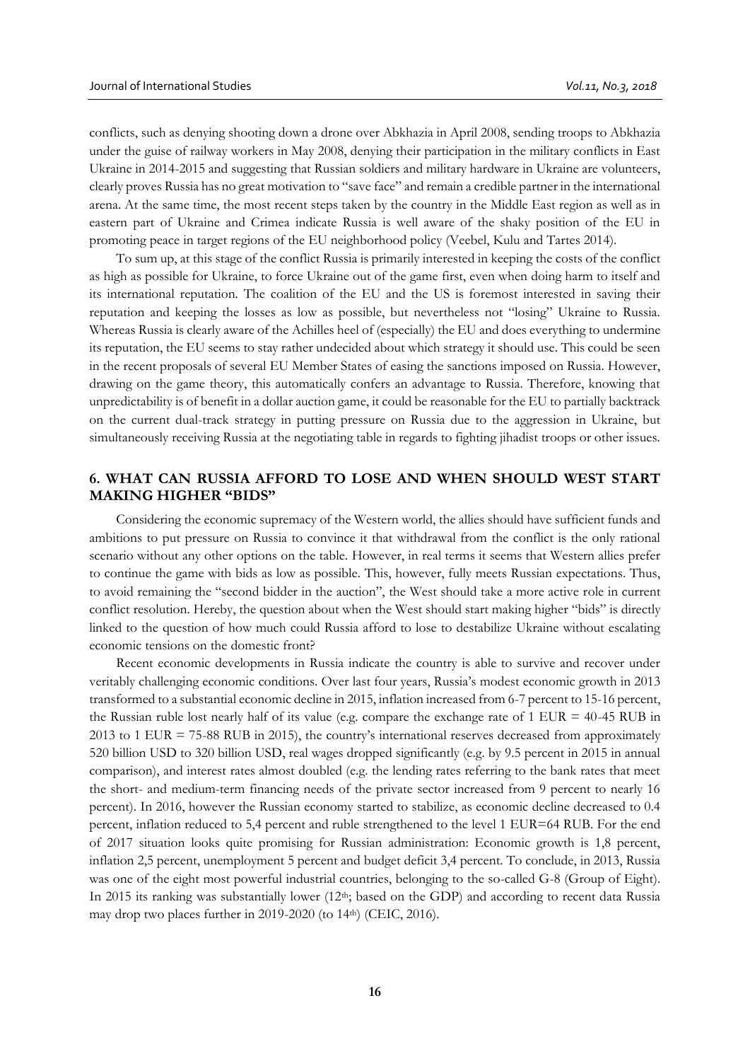conflicts, such as denying shooting down a drone over Abkhazia in April 2008, sending troops to Abkhazia under the guise of railway workers in May 2008, denying their participation in the military conflicts in East Ukraine in 2014-2015 and suggesting that Russian soldiers and military hardware in Ukraine are volunteers, clearly proves Russia has no great motivation to "save face" and remain a credible partner in the international arena. At the same time, the most recent steps taken by the country in the Middle East region as well as in eastern part of Ukraine and Crimea indicate Russia is well aware of the shaky position of the EU in promoting peace in target regions of the EU neighborhood policy (Veebel, Kulu and Tartes 2014).

To sum up, at this stage of the conflict Russia is primarily interested in keeping the costs of the conflict as high as possible for Ukraine, to force Ukraine out of the game first, even when doing harm to itself and its international reputation. The coalition of the EU and the US is foremost interested in saving their reputation and keeping the losses as low as possible, but nevertheless not "losing" Ukraine to Russia. Whereas Russia is clearly aware of the Achilles heel of (especially) the EU and does everything to undermine its reputation, the EU seems to stay rather undecided about which strategy it should use. This could be seen in the recent proposals of several EU Member States of easing the sanctions imposed on Russia. However, drawing on the game theory, this automatically confers an advantage to Russia. Therefore, knowing that unpredictability is of benefit in a dollar auction game, it could be reasonable for the EU to partially backtrack on the current dual-track strategy in putting pressure on Russia due to the aggression in Ukraine, but simultaneously receiving Russia at the negotiating table in regards to fighting jihadist troops or other issues.

## 6. WHAT CAN RUSSIA AFFORD TO LOSE AND WHEN SHOULD WEST START MAKING HIGHER "BIDS"

Considering the economic supremacy of the Western world, the allies should have sufficient funds and ambitions to put pressure on Russia to convince it that withdrawal from the conflict is the only rational scenario without any other options on the table. However, in real terms it seems that Western allies prefer to continue the game with bids as low as possible. This, however, fully meets Russian expectations. Thus, to avoid remaining the "second bidder in the auction", the West should take a more active role in current conflict resolution. Hereby, the question about when the West should start making higher "bids" is directly linked to the question of how much could Russia afford to lose to destabilize Ukraine without escalating economic tensions on the domestic front?

Recent economic developments in Russia indicate the country is able to survive and recover under veritably challenging economic conditions. Over last four years, Russia's modest economic growth in 2013 transformed to a substantial economic decline in 2015, inflation increased from 6-7 percent to 15-16 percent, the Russian ruble lost nearly half of its value (e.g. compare the exchange rate of 1 EUR = 40-45 RUB in 2013 to 1 EUR = 75-88 RUB in 2015), the country's international reserves decreased from approximately 520 billion USD to 320 billion USD, real wages dropped significantly (e.g. by 9.5 percent in 2015 in annual comparison), and interest rates almost doubled (e.g. the lending rates referring to the bank rates that meet the short- and medium-term financing needs of the private sector increased from 9 percent to nearly 16 percent). In 2016, however the Russian economy started to stabilize, as economic decline decreased to 0.4 percent, inflation reduced to 5,4 percent and ruble strengthened to the level 1 EUR=64 RUB. For the end of 2017 situation looks quite promising for Russian administration: Economic growth is 1,8 percent, inflation 2,5 percent, unemployment 5 percent and budget deficit 3,4 percent. To conclude, in 2013, Russia was one of the eight most powerful industrial countries, belonging to the so-called G-8 (Group of Eight). In 2015 its ranking was substantially lower (12th; based on the GDP) and according to recent data Russia may drop two places further in 2019-2020 (to 14th) (CEIC, 2016).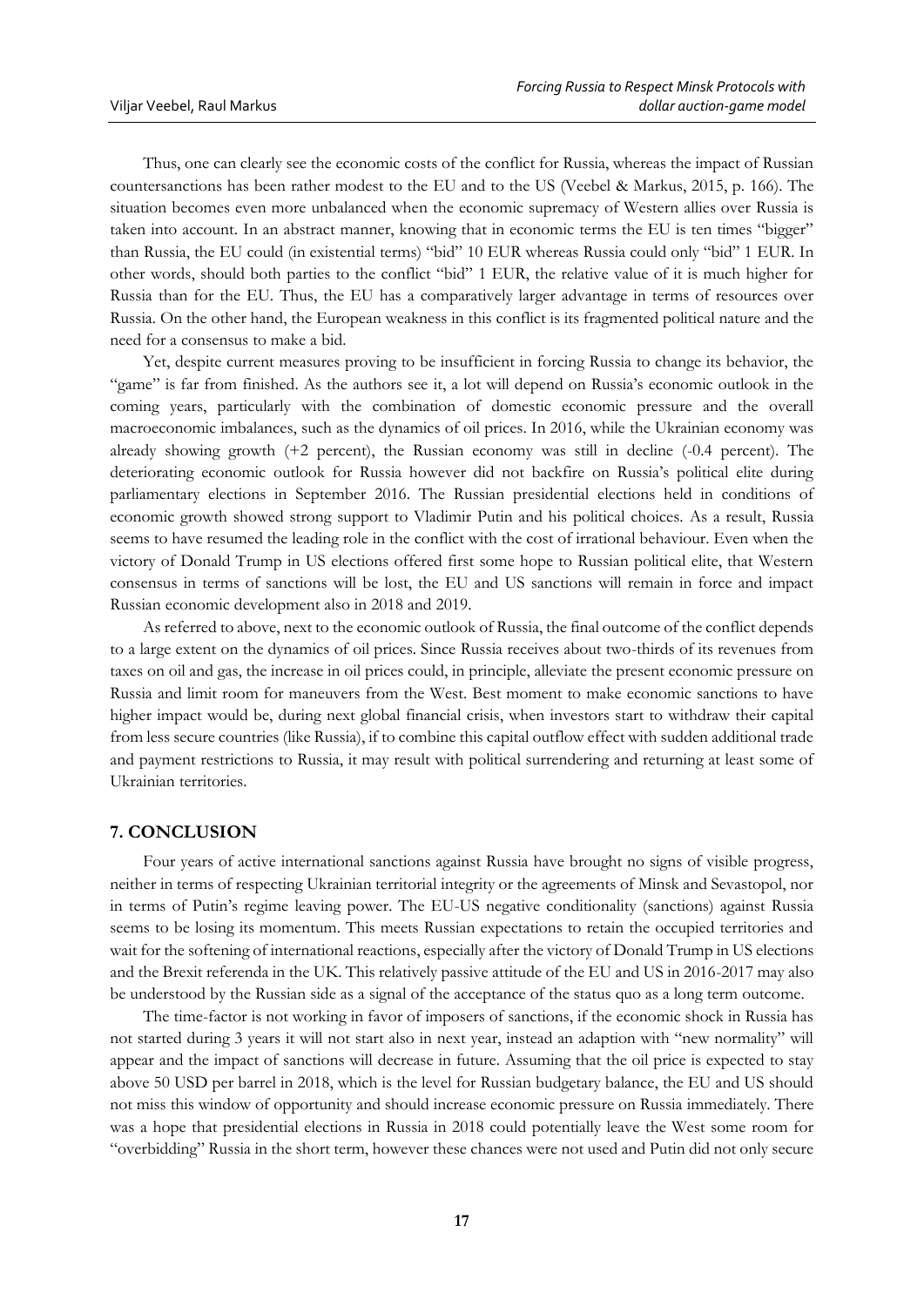Thus, one can clearly see the economic costs of the conflict for Russia, whereas the impact of Russian countersanctions has been rather modest to the EU and to the US (Veebel & Markus, 2015, p. 166). The situation becomes even more unbalanced when the economic supremacy of Western allies over Russia is taken into account. In an abstract manner, knowing that in economic terms the EU is ten times "bigger" than Russia, the EU could (in existential terms) "bid" 10 EUR whereas Russia could only "bid" 1 EUR. In other words, should both parties to the conflict "bid" 1 EUR, the relative value of it is much higher for Russia than for the EU. Thus, the EU has a comparatively larger advantage in terms of resources over Russia. On the other hand, the European weakness in this conflict is its fragmented political nature and the need for a consensus to make a bid.

Yet, despite current measures proving to be insufficient in forcing Russia to change its behavior, the "game" is far from finished. As the authors see it, a lot will depend on Russia's economic outlook in the coming years, particularly with the combination of domestic economic pressure and the overall macroeconomic imbalances, such as the dynamics of oil prices. In 2016, while the Ukrainian economy was already showing growth (+2 percent), the Russian economy was still in decline (-0.4 percent). The deteriorating economic outlook for Russia however did not backfire on Russia's political elite during parliamentary elections in September 2016. The Russian presidential elections held in conditions of economic growth showed strong support to Vladimir Putin and his political choices. As a result, Russia seems to have resumed the leading role in the conflict with the cost of irrational behaviour. Even when the victory of Donald Trump in US elections offered first some hope to Russian political elite, that Western consensus in terms of sanctions will be lost, the EU and US sanctions will remain in force and impact Russian economic development also in 2018 and 2019.

As referred to above, next to the economic outlook of Russia, the final outcome of the conflict depends to a large extent on the dynamics of oil prices. Since Russia receives about two-thirds of its revenues from taxes on oil and gas, the increase in oil prices could, in principle, alleviate the present economic pressure on Russia and limit room for maneuvers from the West. Best moment to make economic sanctions to have higher impact would be, during next global financial crisis, when investors start to withdraw their capital from less secure countries (like Russia), if to combine this capital outflow effect with sudden additional trade and payment restrictions to Russia, it may result with political surrendering and returning at least some of Ukrainian territories.

## 7. CONCLUSION

Four years of active international sanctions against Russia have brought no signs of visible progress, neither in terms of respecting Ukrainian territorial integrity or the agreements of Minsk and Sevastopol, nor in terms of Putin's regime leaving power. The EU-US negative conditionality (sanctions) against Russia seems to be losing its momentum. This meets Russian expectations to retain the occupied territories and wait for the softening of international reactions, especially after the victory of Donald Trump in US elections and the Brexit referenda in the UK. This relatively passive attitude of the EU and US in 2016-2017 may also be understood by the Russian side as a signal of the acceptance of the status quo as a long term outcome.

The time-factor is not working in favor of imposers of sanctions, if the economic shock in Russia has not started during 3 years it will not start also in next year, instead an adaption with "new normality" will appear and the impact of sanctions will decrease in future. Assuming that the oil price is expected to stay above 50 USD per barrel in 2018, which is the level for Russian budgetary balance, the EU and US should not miss this window of opportunity and should increase economic pressure on Russia immediately. There was a hope that presidential elections in Russia in 2018 could potentially leave the West some room for "overbidding" Russia in the short term, however these chances were not used and Putin did not only secure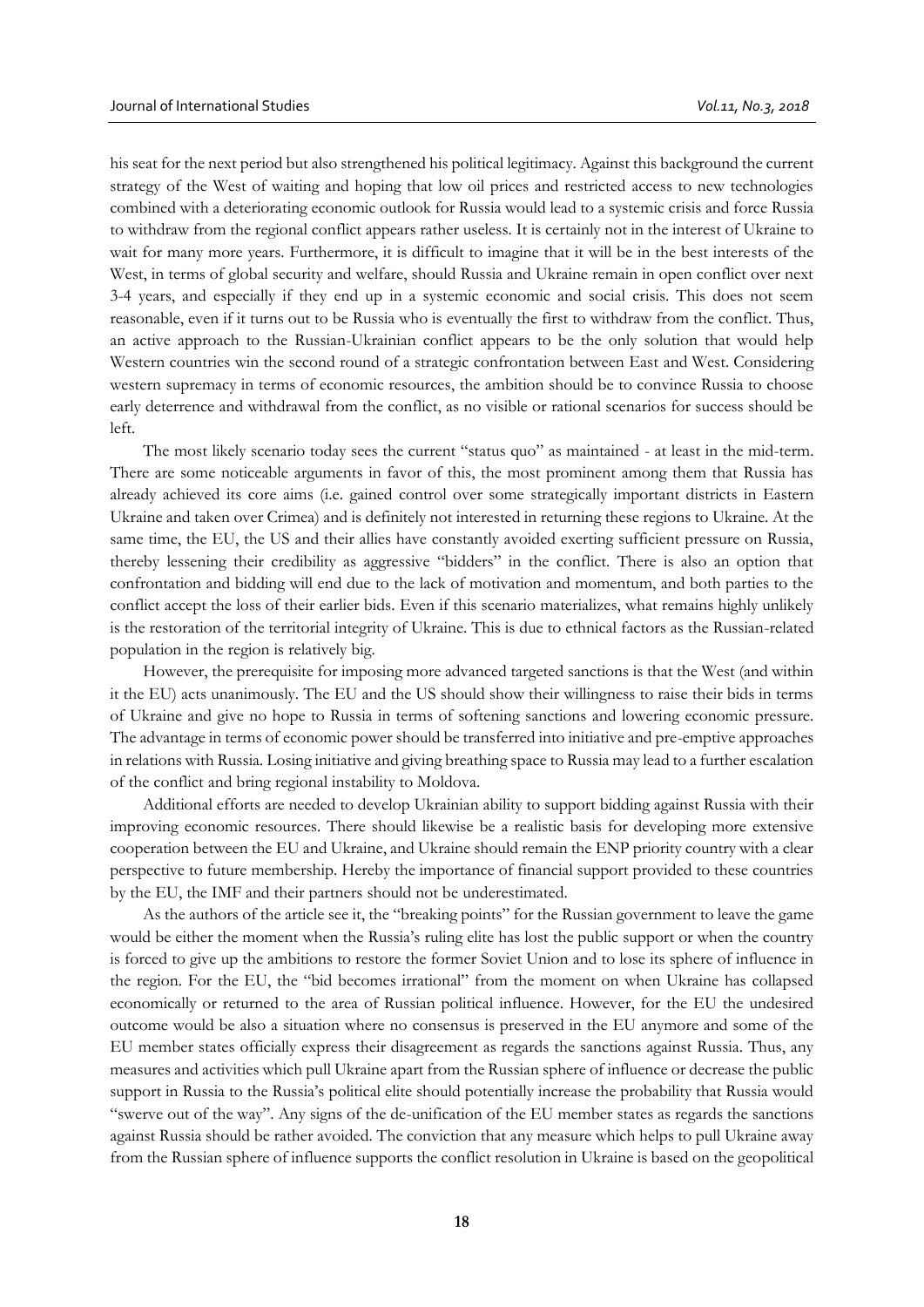his seat for the next period but also strengthened his political legitimacy. Against this background the current strategy of the West of waiting and hoping that low oil prices and restricted access to new technologies combined with a deteriorating economic outlook for Russia would lead to a systemic crisis and force Russia to withdraw from the regional conflict appears rather useless. It is certainly not in the interest of Ukraine to wait for many more years. Furthermore, it is difficult to imagine that it will be in the best interests of the West, in terms of global security and welfare, should Russia and Ukraine remain in open conflict over next 3-4 years, and especially if they end up in a systemic economic and social crisis. This does not seem reasonable, even if it turns out to be Russia who is eventually the first to withdraw from the conflict. Thus, an active approach to the Russian-Ukrainian conflict appears to be the only solution that would help Western countries win the second round of a strategic confrontation between East and West. Considering western supremacy in terms of economic resources, the ambition should be to convince Russia to choose early deterrence and withdrawal from the conflict, as no visible or rational scenarios for success should be left.

The most likely scenario today sees the current "status quo" as maintained - at least in the mid-term. There are some noticeable arguments in favor of this, the most prominent among them that Russia has already achieved its core aims (i.e. gained control over some strategically important districts in Eastern Ukraine and taken over Crimea) and is definitely not interested in returning these regions to Ukraine. At the same time, the EU, the US and their allies have constantly avoided exerting sufficient pressure on Russia, thereby lessening their credibility as aggressive "bidders" in the conflict. There is also an option that confrontation and bidding will end due to the lack of motivation and momentum, and both parties to the conflict accept the loss of their earlier bids. Even if this scenario materializes, what remains highly unlikely is the restoration of the territorial integrity of Ukraine. This is due to ethnical factors as the Russian-related population in the region is relatively big.

However, the prerequisite for imposing more advanced targeted sanctions is that the West (and within it the EU) acts unanimously. The EU and the US should show their willingness to raise their bids in terms of Ukraine and give no hope to Russia in terms of softening sanctions and lowering economic pressure. The advantage in terms of economic power should be transferred into initiative and pre-emptive approaches in relations with Russia. Losing initiative and giving breathing space to Russia may lead to a further escalation of the conflict and bring regional instability to Moldova.

Additional efforts are needed to develop Ukrainian ability to support bidding against Russia with their improving economic resources. There should likewise be a realistic basis for developing more extensive cooperation between the EU and Ukraine, and Ukraine should remain the ENP priority country with a clear perspective to future membership. Hereby the importance of financial support provided to these countries by the EU, the IMF and their partners should not be underestimated.

As the authors of the article see it, the "breaking points" for the Russian government to leave the game would be either the moment when the Russia's ruling elite has lost the public support or when the country is forced to give up the ambitions to restore the former Soviet Union and to lose its sphere of influence in the region. For the EU, the "bid becomes irrational" from the moment on when Ukraine has collapsed economically or returned to the area of Russian political influence. However, for the EU the undesired outcome would be also a situation where no consensus is preserved in the EU anymore and some of the EU member states officially express their disagreement as regards the sanctions against Russia. Thus, any measures and activities which pull Ukraine apart from the Russian sphere of influence or decrease the public support in Russia to the Russia's political elite should potentially increase the probability that Russia would "swerve out of the way". Any signs of the de-unification of the EU member states as regards the sanctions against Russia should be rather avoided. The conviction that any measure which helps to pull Ukraine away from the Russian sphere of influence supports the conflict resolution in Ukraine is based on the geopolitical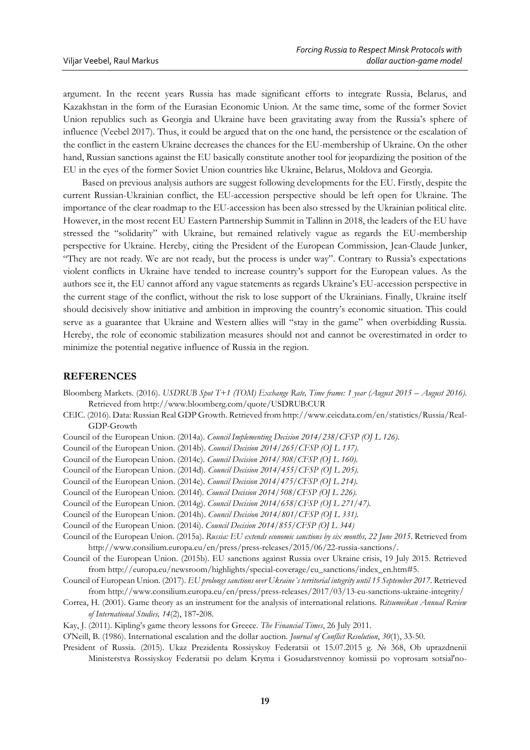argument. In the recent years Russia has made significant efforts to integrate Russia, Belarus, and Kazakhstan in the form of the Eurasian Economic Union. At the same time, some of the former Soviet Union republics such as Georgia and Ukraine have been gravitating away from the Russia's sphere of influence (Veebel 2017). Thus, it could be argued that on the one hand, the persistence or the escalation of the conflict in the eastern Ukraine decreases the chances for the EU-membership of Ukraine. On the other hand, Russian sanctions against the EU basically constitute another tool for jeopardizing the position of the EU in the eyes of the former Soviet Union countries like Ukraine, Belarus, Moldova and Georgia.

Based on previous analysis authors are suggest following developments for the EU. Firstly, despite the current Russian-Ukrainian conflict, the EU-accession perspective should be left open for Ukraine. The importance of the clear roadmap to the EU-accession has been also stressed by the Ukrainian political elite. However, in the most recent EU Eastern Partnership Summit in Tallinn in 2018, the leaders of the EU have stressed the "solidarity" with Ukraine, but remained relatively vague as regards the EU-membership perspective for Ukraine. Hereby, citing the President of the European Commission, Jean-Claude Junker, "They are not ready. We are not ready, but the process is under way". Contrary to Russia's expectations violent conflicts in Ukraine have tended to increase country's support for the European values. As the authors see it, the EU cannot afford any vague statements as regards Ukraine's EU-accession perspective in the current stage of the conflict, without the risk to lose support of the Ukrainians. Finally, Ukraine itself should decisively show initiative and ambition in improving the country's economic situation. This could serve as a guarantee that Ukraine and Western allies will "stay in the game" when overbidding Russia. Hereby, the role of economic stabilization measures should not and cannot be overestimated in order to minimize the potential negative influence of Russia in the region.

## REFERENCES

Bloomberg Markets. (2016). *USDRUB Spot T+1 (TOM) Exchange Rate, Time frame: 1 year (August 2015 – August 2016).* Retrieved from http://www.bloomberg.com/quote/USDRUB:CUR

CEIC. (2016). Data: Russian Real GDP Growth. Retrieved from http://www.ceicdata.com/en/statistics/Russia/Real-GDP-Growth

Council of the European Union. (2014a). *Council Implementing Decision 2014/238/CFSP (OJ L 126).*

Council of the European Union. (2014b). *Council Decision 2014/265/CFSP (OJ L 137).*

Council of the European Union. (2014c). *Council Decision 2014/308/CFSP (OJ L 160).*

Council of the European Union. (2014d). *Council Decision 2014/455/CFSP (OJ L 205).*

Council of the European Union. (2014e). *Council Decision 2014/475/CFSP (OJ L 214).*

Council of the European Union. (2014f). *Council Decision 2014/508/CFSP (OJ L 226).*

Council of the European Union. (2014g). *Council Decision 2014/658/CFSP (OJ L 271/47).*

Council of the European Union. (2014h). *Council Decision 2014/801/CFSP (OJ L 331).*

Council of the European Union. (2014i). *Council Decision 2014/855/CFSP (OJ L 344)*

Council of the European Union. (2015a). *Russia: EU extends economic sanctions by six months, 22 June 2015.* Retrieved from http://www.consilium.europa.eu/en/press/press-releases/2015/06/22-russia-sanctions/.

Council of the European Union. (2015b). EU sanctions against Russia over Ukraine crisis, 19 July 2015. Retrieved from http://europa.eu/newsroom/highlights/special-coverage/eu_sanctions/index_en.htm#5.

Council of European Union. (2017). *EU prolongs sanctions over Ukraine´s territorial integrity until 15 September 2017.* Retrieved from http://www.consilium.europa.eu/en/press/press-releases/2017/03/13-eu-sanctions-ukraine-integrity/

Correa, H. (2001). Game theory as an instrument for the analysis of international relations. *Ritsumeikan Annual Review of International Studies, 14*(2), 187-208.

Kay, J. (2011). Kipling's game theory lessons for Greece. *The Financial Times*, 26 July 2011.

O'Neill, B. (1986). International escalation and the dollar auction. *Journal of Conflict Resolution*, *30*(1), 33-50.

President of Russia. (2015). Ukaz Prezidenta Rossiyskoy Federatsii ot 15.07.2015 g. № 368, Ob uprazdnenii Ministerstva Rossiyskoy Federatsii po delam Kryma i Gosudarstvennoy komissii po voprosam sotsial'no-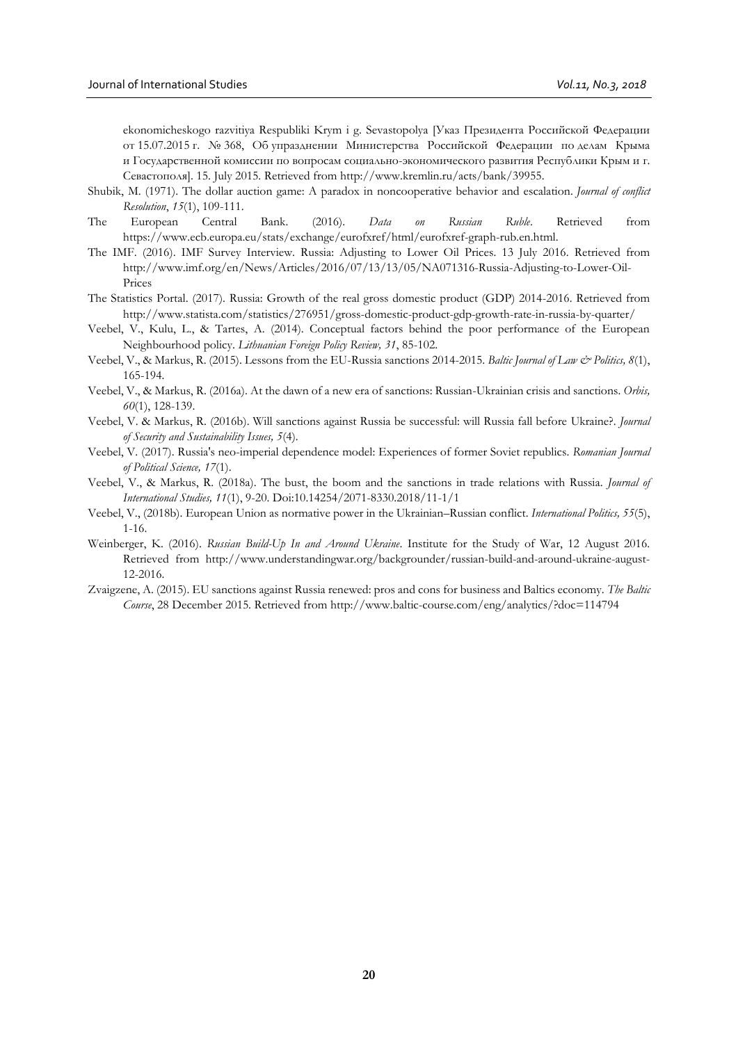ekonomicheskogo razvitiya Respubliki Krym i g. Sevastopolya [Указ Президента Российской Федерации от 15.07.2015 г. № 368, Об упразднении Министерства Российской Федерации по делам Крыма и Государственной комиссии по вопросам социально-экономического развития Республики Крым и г. Севастополя]. 15. July 2015. Retrieved from http://www.kremlin.ru/acts/bank/39955.

Shubik, M. (1971). The dollar auction game: A paradox in noncooperative behavior and escalation. *Journal of conflict Resolution*, *15*(1), 109-111.

The European Central Bank. (2016). *Data on Russian Ruble*. Retrieved from https://www.ecb.europa.eu/stats/exchange/eurofxref/html/eurofxref-graph-rub.en.html.

The IMF. (2016). IMF Survey Interview. Russia: Adjusting to Lower Oil Prices. 13 July 2016. Retrieved from http://www.imf.org/en/News/Articles/2016/07/13/13/05/NA071316-Russia-Adjusting-to-Lower-Oil-Prices

The Statistics Portal. (2017). Russia: Growth of the real gross domestic product (GDP) 2014-2016. Retrieved from http://www.statista.com/statistics/276951/gross-domestic-product-gdp-growth-rate-in-russia-by-quarter/

Veebel, V., Kulu, L., & Tartes, A. (2014). Conceptual factors behind the poor performance of the European Neighbourhood policy. *Lithuanian Foreign Policy Review, 31*, 85-102.

Veebel, V., & Markus, R. (2015). Lessons from the EU-Russia sanctions 2014-2015. *Baltic Journal of Law & Politics, 8*(1), 165-194.

Veebel, V., & Markus, R. (2016a). At the dawn of a new era of sanctions: Russian-Ukrainian crisis and sanctions. *Orbis, 60*(1), 128-139.

Veebel, V. & Markus, R. (2016b). Will sanctions against Russia be successful: will Russia fall before Ukraine?. *Journal of Security and Sustainability Issues, 5*(4).

Veebel, V. (2017). Russia's neo-imperial dependence model: Experiences of former Soviet republics. *Romanian Journal of Political Science, 17*(1).

Veebel, V., & Markus, R. (2018a). The bust, the boom and the sanctions in trade relations with Russia. *Journal of International Studies, 11*(1), 9-20. Doi:10.14254/2071-8330.2018/11-1/1

Veebel, V., (2018b). European Union as normative power in the Ukrainian–Russian conflict. *International Politics, 55*(5), 1-16.

Weinberger, K. (2016). *Russian Build-Up In and Around Ukraine*. Institute for the Study of War, 12 August 2016. Retrieved from http://www.understandingwar.org/backgrounder/russian-build-and-around-ukraine-august-12-2016.

Zvaigzene, A. (2015). EU sanctions against Russia renewed: pros and cons for business and Baltics economy. *The Baltic Course*, 28 December 2015. Retrieved from http://www.baltic-course.com/eng/analytics/?doc=114794